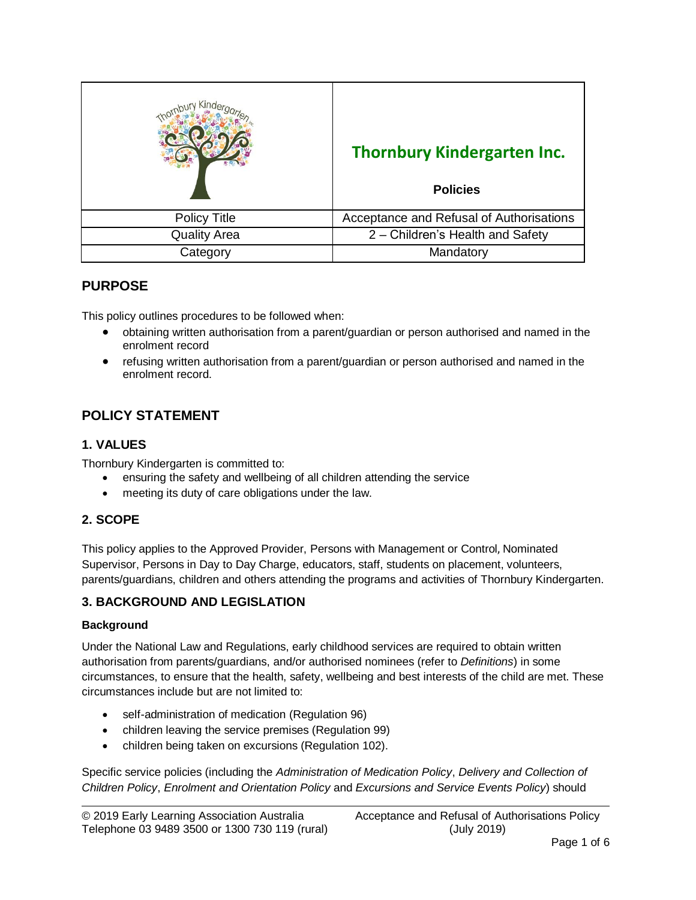| Thornbury Kindergarten Inc. Policies | |
|---|---|
| Policy Title | Acceptance and Refusal of Authorisations |
| Quality Area | 2 – Children's Health and Safety |
| Category | Mandatory |

## PURPOSE

This policy outlines procedures to be followed when:

- obtaining written authorisation from a parent/guardian or person authorised and named in the enrolment record
- refusing written authorisation from a parent/guardian or person authorised and named in the enrolment record.

## POLICY STATEMENT

### 1. VALUES

Thornbury Kindergarten is committed to:

- ensuring the safety and wellbeing of all children attending the service
- meeting its duty of care obligations under the law.

### 2. SCOPE

This policy applies to the Approved Provider, Persons with Management or Control, Nominated Supervisor, Persons in Day to Day Charge, educators, staff, students on placement, volunteers, parents/guardians, children and others attending the programs and activities of Thornbury Kindergarten.

### 3. BACKGROUND AND LEGISLATION

#### Background

Under the National Law and Regulations, early childhood services are required to obtain written authorisation from parents/guardians, and/or authorised nominees (refer to *Definitions*) in some circumstances, to ensure that the health, safety, wellbeing and best interests of the child are met. These circumstances include but are not limited to:

- self-administration of medication (Regulation 96)
- children leaving the service premises (Regulation 99)
- children being taken on excursions (Regulation 102).

Specific service policies (including the *Administration of Medication Policy*, *Delivery and Collection of Children Policy*, *Enrolment and Orientation Policy* and *Excursions and Service Events Policy*) should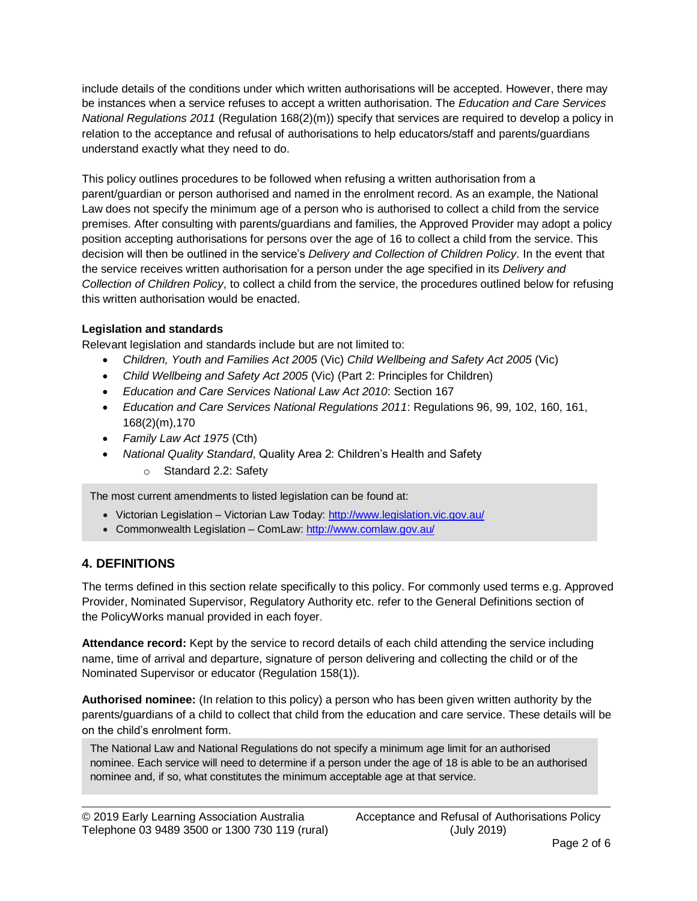include details of the conditions under which written authorisations will be accepted. However, there may be instances when a service refuses to accept a written authorisation. The *Education and Care Services National Regulations 2011* (Regulation 168(2)(m)) specify that services are required to develop a policy in relation to the acceptance and refusal of authorisations to help educators/staff and parents/guardians understand exactly what they need to do.

This policy outlines procedures to be followed when refusing a written authorisation from a parent/guardian or person authorised and named in the enrolment record. As an example, the National Law does not specify the minimum age of a person who is authorised to collect a child from the service premises. After consulting with parents/guardians and families, the Approved Provider may adopt a policy position accepting authorisations for persons over the age of 16 to collect a child from the service. This decision will then be outlined in the service's *Delivery and Collection of Children Policy*. In the event that the service receives written authorisation for a person under the age specified in its *Delivery and Collection of Children Policy*, to collect a child from the service, the procedures outlined below for refusing this written authorisation would be enacted.

**Legislation and standards**

Relevant legislation and standards include but are not limited to:

- *Children, Youth and Families Act 2005* (Vic) *Child Wellbeing and Safety Act 2005* (Vic)
- *Child Wellbeing and Safety Act 2005* (Vic) (Part 2: Principles for Children)
- *Education and Care Services National Law Act 2010*: Section 167
- *Education and Care Services National Regulations 2011*: Regulations 96, 99, 102, 160, 161, 168(2)(m),170
- *Family Law Act 1975* (Cth)
- *National Quality Standard*, Quality Area 2: Children's Health and Safety
  - Standard 2.2: Safety

The most current amendments to listed legislation can be found at:

- Victorian Legislation – Victorian Law Today: http://www.legislation.vic.gov.au/
- Commonwealth Legislation – ComLaw: http://www.comlaw.gov.au/

## 4. DEFINITIONS

The terms defined in this section relate specifically to this policy. For commonly used terms e.g. Approved Provider, Nominated Supervisor, Regulatory Authority etc. refer to the General Definitions section of the PolicyWorks manual provided in each foyer.

**Attendance record:** Kept by the service to record details of each child attending the service including name, time of arrival and departure, signature of person delivering and collecting the child or of the Nominated Supervisor or educator (Regulation 158(1)).

**Authorised nominee:** (In relation to this policy) a person who has been given written authority by the parents/guardians of a child to collect that child from the education and care service. These details will be on the child's enrolment form.

The National Law and National Regulations do not specify a minimum age limit for an authorised nominee. Each service will need to determine if a person under the age of 18 is able to be an authorised nominee and, if so, what constitutes the minimum acceptable age at that service.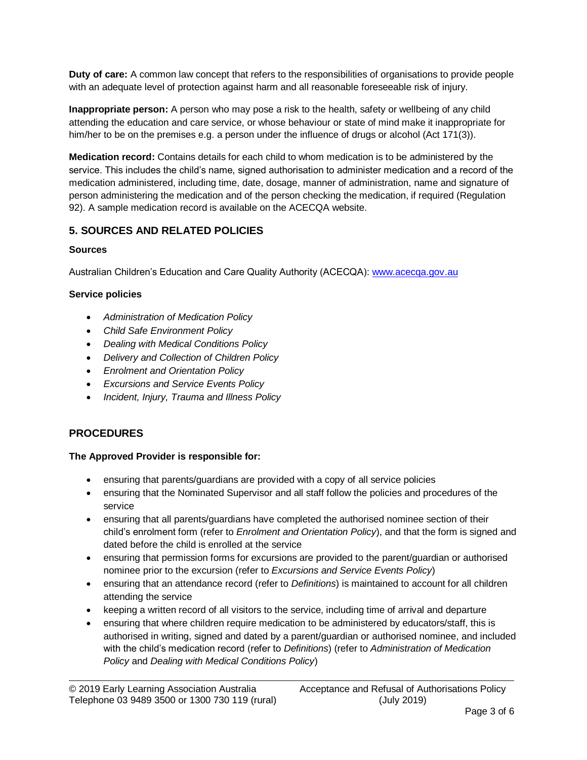**Duty of care:** A common law concept that refers to the responsibilities of organisations to provide people with an adequate level of protection against harm and all reasonable foreseeable risk of injury.

**Inappropriate person:** A person who may pose a risk to the health, safety or wellbeing of any child attending the education and care service, or whose behaviour or state of mind make it inappropriate for him/her to be on the premises e.g. a person under the influence of drugs or alcohol (Act 171(3)).

**Medication record:** Contains details for each child to whom medication is to be administered by the service. This includes the child's name, signed authorisation to administer medication and a record of the medication administered, including time, date, dosage, manner of administration, name and signature of person administering the medication and of the person checking the medication, if required (Regulation 92). A sample medication record is available on the ACECQA website.

## 5. SOURCES AND RELATED POLICIES

**Sources**

Australian Children's Education and Care Quality Authority (ACECQA): www.acecqa.gov.au

**Service policies**

- *Administration of Medication Policy*
- *Child Safe Environment Policy*
- *Dealing with Medical Conditions Policy*
- *Delivery and Collection of Children Policy*
- *Enrolment and Orientation Policy*
- *Excursions and Service Events Policy*
- *Incident, Injury, Trauma and Illness Policy*

## PROCEDURES

**The Approved Provider is responsible for:**

- ensuring that parents/guardians are provided with a copy of all service policies
- ensuring that the Nominated Supervisor and all staff follow the policies and procedures of the service
- ensuring that all parents/guardians have completed the authorised nominee section of their child's enrolment form (refer to *Enrolment and Orientation Policy*), and that the form is signed and dated before the child is enrolled at the service
- ensuring that permission forms for excursions are provided to the parent/guardian or authorised nominee prior to the excursion (refer to *Excursions and Service Events Policy*)
- ensuring that an attendance record (refer to *Definitions*) is maintained to account for all children attending the service
- keeping a written record of all visitors to the service, including time of arrival and departure
- ensuring that where children require medication to be administered by educators/staff, this is authorised in writing, signed and dated by a parent/guardian or authorised nominee, and included with the child's medication record (refer to *Definitions*) (refer to *Administration of Medication Policy* and *Dealing with Medical Conditions Policy*)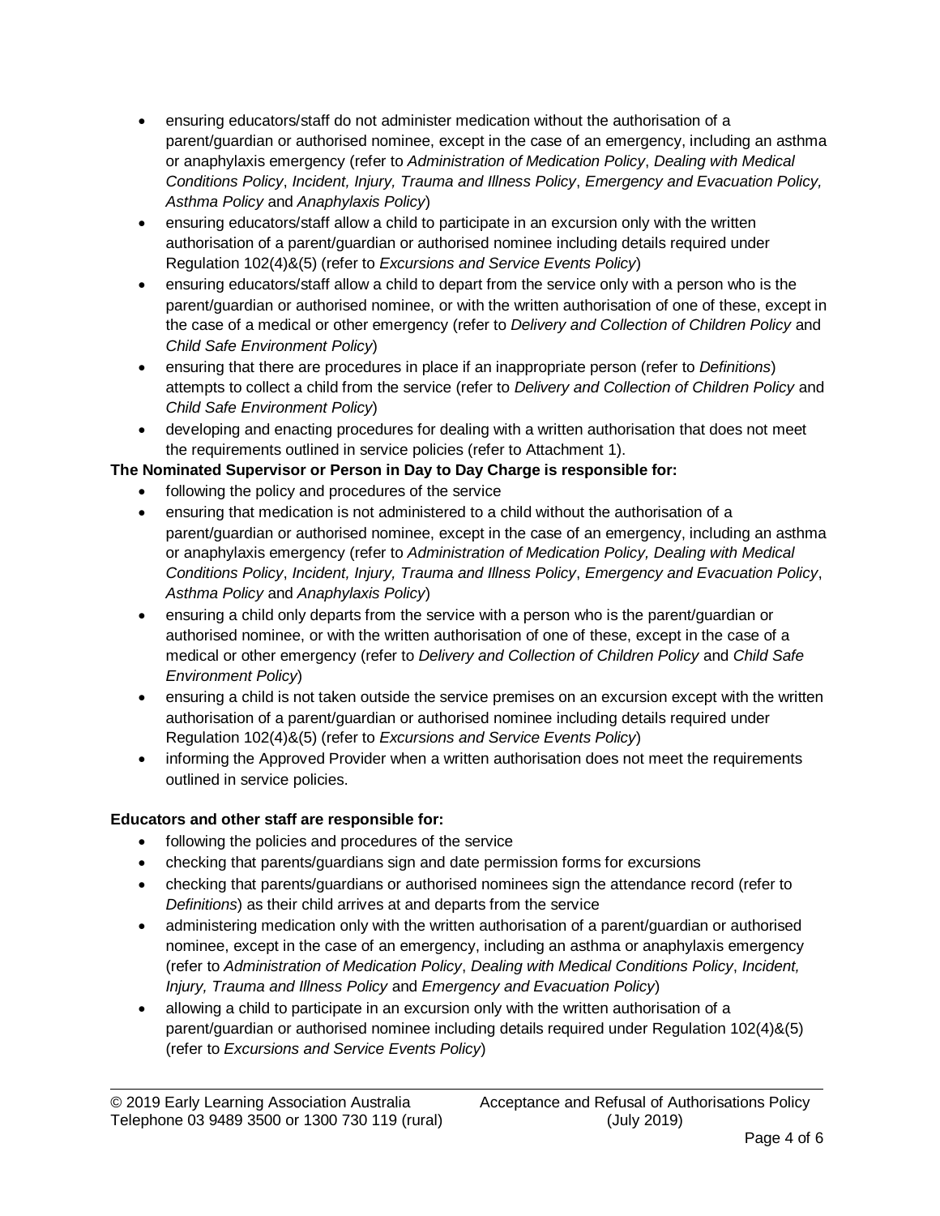- ensuring educators/staff do not administer medication without the authorisation of a parent/guardian or authorised nominee, except in the case of an emergency, including an asthma or anaphylaxis emergency (refer to *Administration of Medication Policy*, *Dealing with Medical Conditions Policy*, *Incident, Injury, Trauma and Illness Policy*, *Emergency and Evacuation Policy, Asthma Policy* and *Anaphylaxis Policy*)
- ensuring educators/staff allow a child to participate in an excursion only with the written authorisation of a parent/guardian or authorised nominee including details required under Regulation 102(4)&(5) (refer to *Excursions and Service Events Policy*)
- ensuring educators/staff allow a child to depart from the service only with a person who is the parent/guardian or authorised nominee, or with the written authorisation of one of these, except in the case of a medical or other emergency (refer to *Delivery and Collection of Children Policy* and *Child Safe Environment Policy*)
- ensuring that there are procedures in place if an inappropriate person (refer to *Definitions*) attempts to collect a child from the service (refer to *Delivery and Collection of Children Policy* and *Child Safe Environment Policy*)
- developing and enacting procedures for dealing with a written authorisation that does not meet the requirements outlined in service policies (refer to Attachment 1).

**The Nominated Supervisor or Person in Day to Day Charge is responsible for:**

- following the policy and procedures of the service
- ensuring that medication is not administered to a child without the authorisation of a parent/guardian or authorised nominee, except in the case of an emergency, including an asthma or anaphylaxis emergency (refer to *Administration of Medication Policy, Dealing with Medical Conditions Policy*, *Incident, Injury, Trauma and Illness Policy*, *Emergency and Evacuation Policy*, *Asthma Policy* and *Anaphylaxis Policy*)
- ensuring a child only departs from the service with a person who is the parent/guardian or authorised nominee, or with the written authorisation of one of these, except in the case of a medical or other emergency (refer to *Delivery and Collection of Children Policy* and *Child Safe Environment Policy*)
- ensuring a child is not taken outside the service premises on an excursion except with the written authorisation of a parent/guardian or authorised nominee including details required under Regulation 102(4)&(5) (refer to *Excursions and Service Events Policy*)
- informing the Approved Provider when a written authorisation does not meet the requirements outlined in service policies.

**Educators and other staff are responsible for:**

- following the policies and procedures of the service
- checking that parents/guardians sign and date permission forms for excursions
- checking that parents/guardians or authorised nominees sign the attendance record (refer to *Definitions*) as their child arrives at and departs from the service
- administering medication only with the written authorisation of a parent/guardian or authorised nominee, except in the case of an emergency, including an asthma or anaphylaxis emergency (refer to *Administration of Medication Policy*, *Dealing with Medical Conditions Policy*, *Incident, Injury, Trauma and Illness Policy* and *Emergency and Evacuation Policy*)
- allowing a child to participate in an excursion only with the written authorisation of a parent/guardian or authorised nominee including details required under Regulation 102(4)&(5) (refer to *Excursions and Service Events Policy*)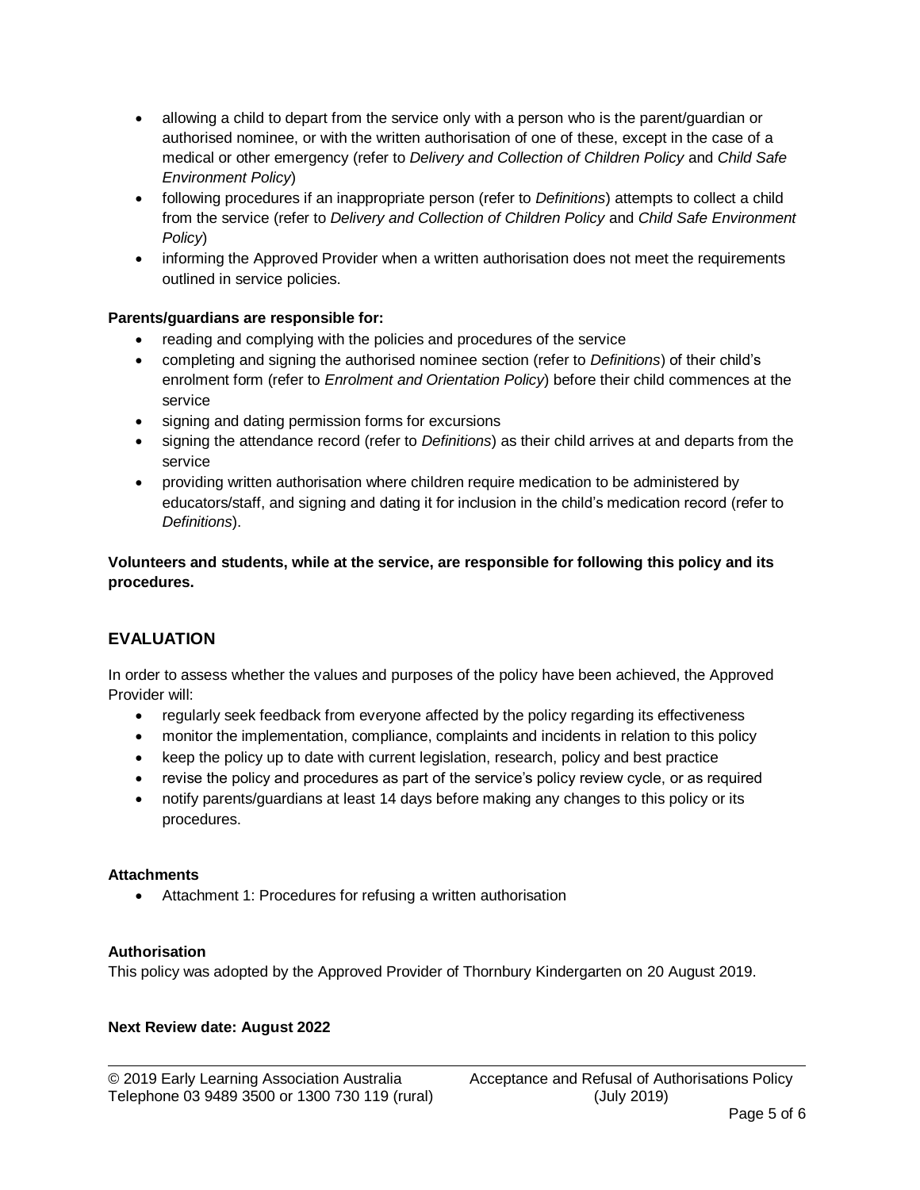- allowing a child to depart from the service only with a person who is the parent/guardian or authorised nominee, or with the written authorisation of one of these, except in the case of a medical or other emergency (refer to *Delivery and Collection of Children Policy* and *Child Safe Environment Policy*)
- following procedures if an inappropriate person (refer to *Definitions*) attempts to collect a child from the service (refer to *Delivery and Collection of Children Policy* and *Child Safe Environment Policy*)
- informing the Approved Provider when a written authorisation does not meet the requirements outlined in service policies.

**Parents/guardians are responsible for:**

- reading and complying with the policies and procedures of the service
- completing and signing the authorised nominee section (refer to *Definitions*) of their child's enrolment form (refer to *Enrolment and Orientation Policy*) before their child commences at the service
- signing and dating permission forms for excursions
- signing the attendance record (refer to *Definitions*) as their child arrives at and departs from the service
- providing written authorisation where children require medication to be administered by educators/staff, and signing and dating it for inclusion in the child's medication record (refer to *Definitions*).

**Volunteers and students, while at the service, are responsible for following this policy and its procedures.**

## EVALUATION

In order to assess whether the values and purposes of the policy have been achieved, the Approved Provider will:

- regularly seek feedback from everyone affected by the policy regarding its effectiveness
- monitor the implementation, compliance, complaints and incidents in relation to this policy
- keep the policy up to date with current legislation, research, policy and best practice
- revise the policy and procedures as part of the service's policy review cycle, or as required
- notify parents/guardians at least 14 days before making any changes to this policy or its procedures.

**Attachments**

- Attachment 1: Procedures for refusing a written authorisation

**Authorisation**

This policy was adopted by the Approved Provider of Thornbury Kindergarten on 20 August 2019.

**Next Review date: August 2022**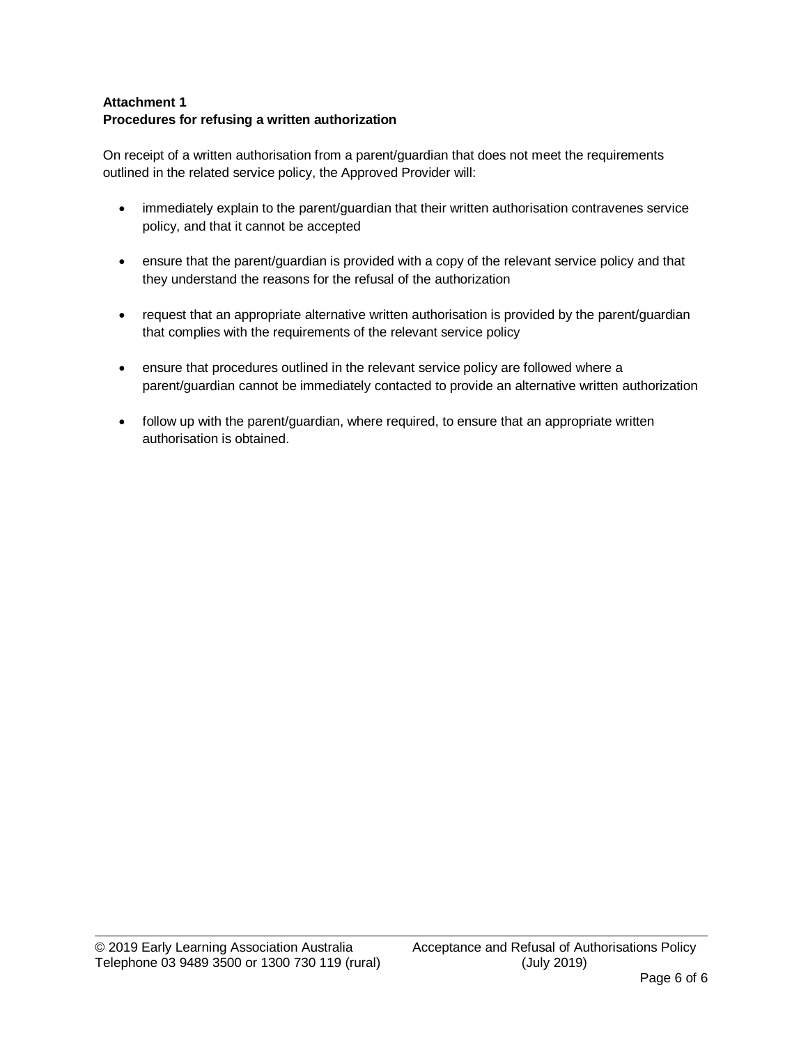**Attachment 1**
**Procedures for refusing a written authorization**

On receipt of a written authorisation from a parent/guardian that does not meet the requirements outlined in the related service policy, the Approved Provider will:

- immediately explain to the parent/guardian that their written authorisation contravenes service policy, and that it cannot be accepted
- ensure that the parent/guardian is provided with a copy of the relevant service policy and that they understand the reasons for the refusal of the authorization
- request that an appropriate alternative written authorisation is provided by the parent/guardian that complies with the requirements of the relevant service policy
- ensure that procedures outlined in the relevant service policy are followed where a parent/guardian cannot be immediately contacted to provide an alternative written authorization
- follow up with the parent/guardian, where required, to ensure that an appropriate written authorisation is obtained.